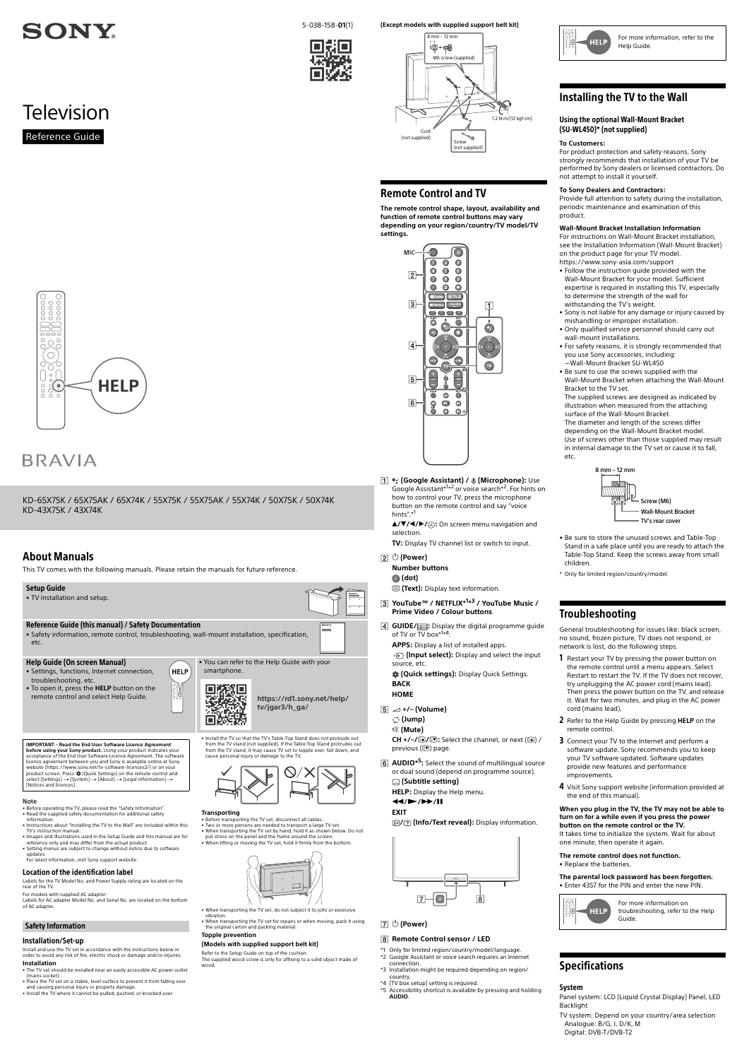SONY

5-038-158-**01**(1)

# Television

Reference Guide

HELP

BRAVIA

KD-65X75K / 65X75AK / 65X74K / 55X75K / 55X75AK / 55X74K / 50X75K / 50X74K
KD-43X75K / 43X74K

## About Manuals

This TV comes with the following manuals. Please retain the manuals for future reference.

**Setup Guide**

- TV installation and setup.

**Reference Guide (this manual) / Safety Documentation**

- Safety information, remote control, troubleshooting, wall-mount installation, specification, etc.

**Help Guide (On screen Manual)**

- Settings, functions, Internet connection, troubleshooting, etc.
- To open it, press the **HELP** button on the remote control and select Help Guide.
- You can refer to the Help Guide with your smartphone.

**https://rd1.sony.net/help/tv/jgar3/h_ga/**

**IMPORTANT – Read the End User Software Licence Agreement before using your Sony product.** Using your product indicates your acceptance of the End User Software Licence Agreement. The software licence agreement between you and Sony is available online at Sony website (https://www.sony.net/tv-software-licenses2/) or on your product screen. Press ⚙ (Quick Settings) on the remote control and select [Settings] → [System] → [About] → [Legal information] → [Notices and licences].

### Note

- Before operating the TV, please read the "Safety Information".
- Read the supplied safety documentation for additional safety information.
- Instructions about "Installing the TV to the Wall" are included within this TV's instruction manual.
- Images and illustrations used in the Setup Guide and this manual are for reference only and may differ from the actual product.
- Setting menus are subject to change without notice due to software updates.
  For latest information, visit Sony support website.

### Location of the identification label

Labels for the TV Model No. and Power Supply rating are located on the rear of the TV.

For models with supplied AC adapter:
Labels for AC adapter Model No. and Serial No. are located on the bottom of AC adapter.

### Safety Information

#### Installation/Set-up

Install and use the TV set in accordance with the instructions below in order to avoid any risk of fire, electric shock or damage and/or injuries.

**Installation**

- The TV set should be installed near an easily accessible AC power outlet (mains socket).
- Place the TV set on a stable, level surface to prevent it from falling over and causing personal injury or property damage.
- Install the TV where it cannot be pulled, pushed, or knocked over.
- Install the TV so that the TV's Table-Top Stand does not protrude out from the TV stand (not supplied). If the Table-Top Stand protrudes out from the TV stand, it may cause TV set to topple over, fall down, and cause personal injury or damage to the TV.

**Transporting**

- Before transporting the TV set, disconnect all cables.
- Two or more persons are needed to transport a large TV set.
- When transporting the TV set by hand, hold it as shown below. Do not put stress on the panel and the frame around the screen.
- When lifting or moving the TV set, hold it firmly from the bottom.
- When transporting the TV set, do not subject it to jolts or excessive vibration.
- When transporting the TV set for repairs or when moving, pack it using the original carton and packing material.

**Topple prevention**

**(Models with supplied support belt kit)**

Refer to the Setup Guide on top of the cushion.
The supplied wood screw is only for affixing to a solid object made of wood.

**(Except models with supplied support belt kit)**

8 mm – 12 mm
M6 screw (supplied)
1.2 N·m{12 kgf·cm}
Cord (not supplied)
Screw (not supplied)

## Remote Control and TV

**The remote control shape, layout, availability and function of remote control buttons may vary depending on your region/country/TV model/TV settings.**

1 **(Google Assistant) / (Microphone):** Use Google Assistant*1*2 or voice search*2. For hints on how to control your TV, press the microphone button on the remote control and say "voice hints".*1

**▲/▼/◄/►/⊕:** On screen menu navigation and selection.

**TV:** Display TV channel list or switch to input.

2 **⏻ (Power)**

**Number buttons**

**(dot)**

**(Text):** Display text information.

3 **YouTube™ / NETFLIX*1*3 / YouTube Music / Prime Video / Colour buttons**

4 **GUIDE/▤:** Display the digital programme guide of TV or TV box*1*4.

**APPS:** Display a list of installed apps.

**(Input select):** Display and select the input source, etc.

**⚙ (Quick settings):** Display Quick Settings.

**BACK**

**HOME**

5 **+/– (Volume)**

**(Jump)**

**(Mute)**

**CH +/–/▲/▼:** Select the channel, or next (▲) / previous (▼) page.

6 **AUDIO*5:** Select the sound of multilingual source or dual sound (depend on programme source).

**(Subtitle setting)**

**HELP:** Display the Help menu.

**◄◄/►/►►/II**

**EXIT**

**(Info/Text reveal):** Display information.

7 **⏻ (Power)**

8 **Remote Control sensor / LED**

*1 Only for limited region/country/model/language.
*2 Google Assistant or voice search requires an Internet connection.
*3 Installation might be required depending on region/country.
*4 [TV box setup] setting is required.
*5 Accessibility shortcut is available by pressing and holding **AUDIO**.

For more information, refer to the Help Guide.

## Installing the TV to the Wall

### Using the optional Wall-Mount Bracket (SU-WL450)* (not supplied)

**To Customers:**

For product protection and safety reasons, Sony strongly recommends that installation of your TV be performed by Sony dealers or licensed contractors. Do not attempt to install it yourself.

**To Sony Dealers and Contractors:**

Provide full attention to safety during the installation, periodic maintenance and examination of this product.

**Wall-Mount Bracket Installation Information**

For instructions on Wall-Mount Bracket installation, see the Installation Information (Wall-Mount Bracket) on the product page for your TV model.
https://www.sony-asia.com/support

- Follow the instruction guide provided with the Wall-Mount Bracket for your model. Sufficient expertise is required in installing this TV, especially to determine the strength of the wall for withstanding the TV's weight.
- Sony is not liable for any damage or injury caused by mishandling or improper installation.
- Only qualified service personnel should carry out wall-mount installations.
- For safety reasons, it is strongly recommended that you use Sony accessories, including:
  —Wall-Mount Bracket SU-WL450
- Be sure to use the screws supplied with the Wall-Mount Bracket when attaching the Wall-Mount Bracket to the TV set.
  The supplied screws are designed as indicated by illustration when measured from the attaching surface of the Wall-Mount Bracket.
  The diameter and length of the screws differ depending on the Wall-Mount Bracket model.
  Use of screws other than those supplied may result in internal damage to the TV set or cause it to fall, etc.

8 mm – 12 mm
Screw (M6)
Wall-Mount Bracket
TV's rear cover

- Be sure to store the unused screws and Table-Top Stand in a safe place until you are ready to attach the Table-Top Stand. Keep the screws away from small children.

\* Only for limited region/country/model.

## Troubleshooting

General troubleshooting for issues like: black screen, no sound, frozen picture, TV does not respond, or network is lost, do the following steps.

1. Restart your TV by pressing the power button on the remote control until a menu appears. Select Restart to restart the TV. If the TV does not recover, try unplugging the AC power cord (mains lead). Then press the power button on the TV, and release it. Wait for two minutes, and plug in the AC power cord (mains lead).
2. Refer to the Help Guide by pressing **HELP** on the remote control.
3. Connect your TV to the Internet and perform a software update. Sony recommends you to keep your TV software updated. Software updates provide new features and performance improvements.
4. Visit Sony support website (information provided at the end of this manual).

**When you plug in the TV, the TV may not be able to turn on for a while even if you press the power button on the remote control or the TV.**

It takes time to initialize the system. Wait for about one minute, then operate it again.

**The remote control does not function.**

- Replace the batteries.

**The parental lock password has been forgotten.**

- Enter 4357 for the PIN and enter the new PIN.

For more information on troubleshooting, refer to the Help Guide.

## Specifications

### System

Panel system: LCD (Liquid Crystal Display) Panel, LED Backlight

TV system: Depend on your country/area selection
Analogue: B/G, I, D/K, M
Digital: DVB-T/DVB-T2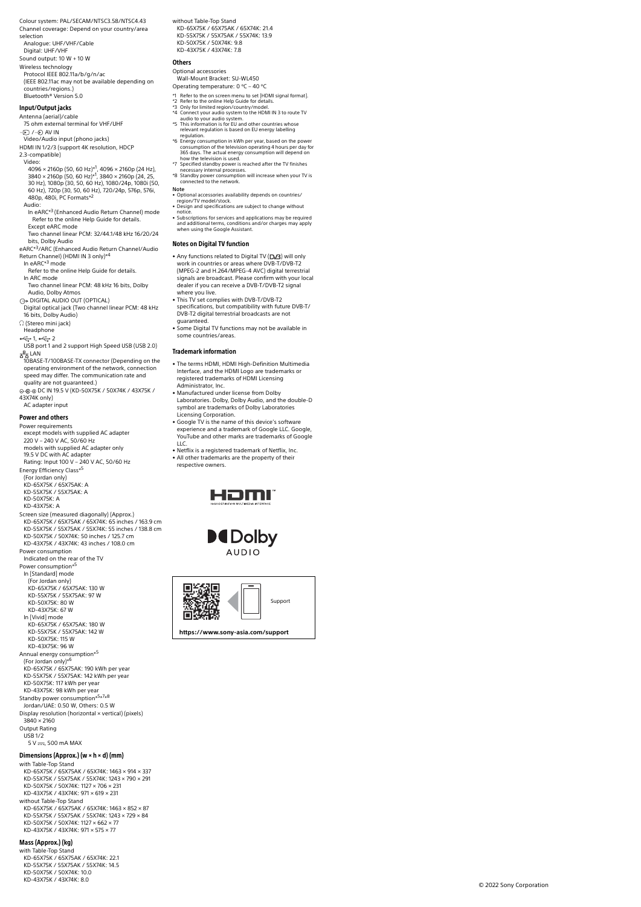Colour system: PAL/SECAM/NTSC3.58/NTSC4.43

Channel coverage: Depend on your country/area selection

Analogue: UHF/VHF/Cable

Digital: UHF/VHF

Sound output: 10 W + 10 W

Wireless technology

Protocol IEEE 802.11a/b/g/n/ac

(IEEE 802.11ac may not be available depending on countries/regions.)

Bluetooth® Version 5.0

### Input/Output jacks

Antenna (aerial)/cable

75 ohm external terminal for VHF/UHF

/ AV IN

Video/Audio input (phono jacks)

HDMI IN 1/2/3 (support 4K resolution, HDCP 2.3-compatible)

Video:

4096 × 2160p (50, 60 Hz)*1, 4096 × 2160p (24 Hz), 3840 × 2160p (50, 60 Hz)*1, 3840 × 2160p (24, 25, 30 Hz), 1080p (30, 50, 60 Hz), 1080/24p, 1080i (50, 60 Hz), 720p (30, 50, 60 Hz), 720/24p, 576p, 576i, 480p, 480i, PC Formats*2

Audio:

In eARC*3 (Enhanced Audio Return Channel) mode

Refer to the online Help Guide for details.

Except eARC mode

Two channel linear PCM: 32/44.1/48 kHz 16/20/24 bits, Dolby Audio

eARC*3/ARC (Enhanced Audio Return Channel/Audio Return Channel) (HDMI IN 3 only)*4

In eARC*3 mode

Refer to the online Help Guide for details.

In ARC mode

Two channel linear PCM: 48 kHz 16 bits, Dolby Audio, Dolby Atmos

DIGITAL AUDIO OUT (OPTICAL)

Digital optical jack (Two channel linear PCM: 48 kHz 16 bits, Dolby Audio)

(Stereo mini jack)

Headphone

1, 2

USB port 1 and 2 support High Speed USB (USB 2.0)

LAN

10BASE-T/100BASE-TX connector (Depending on the operating environment of the network, connection speed may differ. The communication rate and quality are not guaranteed.)

DC IN 19.5 V (KD-50X75K / 50X74K / 43X75K / 43X74K only)

AC adapter input

### Power and others

Power requirements

except models with supplied AC adapter

220 V – 240 V AC, 50/60 Hz

models with supplied AC adapter only

19.5 V DC with AC adapter

Rating: Input 100 V – 240 V AC, 50/60 Hz

Energy Efficiency Class*5

(For Jordan only)

KD-65X75K / 65X75AK: A

KD-55X75K / 55X75AK: A

KD-50X75K: A

KD-43X75K: A

Screen size (measured diagonally) (Approx.)

KD-65X75K / 65X75AK / 65X74K: 65 inches / 163.9 cm

KD-55X75K / 55X75AK / 55X74K: 55 inches / 138.8 cm

KD-50X75K / 50X74K: 50 inches / 125.7 cm

KD-43X75K / 43X74K: 43 inches / 108.0 cm

Power consumption

Indicated on the rear of the TV

Power consumption*5

In [Standard] mode

(For Jordan only)

KD-65X75K / 65X75AK: 130 W

KD-55X75K / 55X75AK: 97 W

KD-50X75K: 80 W

KD-43X75K: 67 W

In [Vivid] mode

KD-65X75K / 65X75AK: 180 W

KD-55X75K / 55X75AK: 142 W

KD-50X75K: 115 W

KD-43X75K: 96 W

Annual energy consumption*5

(For Jordan only)*6

KD-65X75K / 65X75AK: 190 kWh per year

KD-55X75K / 55X75AK: 142 kWh per year

KD-50X75K: 117 kWh per year

KD-43X75K: 98 kWh per year

Standby power consumption*5*7*8

Jordan/UAE: 0.50 W, Others: 0.5 W

Display resolution (horizontal × vertical) (pixels)

3840 × 2160

Output Rating

USB 1/2

5 V ⎓, 500 mA MAX

### Dimensions (Approx.) (w × h × d) (mm)

with Table-Top Stand

KD-65X75K / 65X75AK / 65X74K: 1463 × 914 × 337

KD-55X75K / 55X75AK / 55X74K: 1243 × 790 × 291

KD-50X75K / 50X74K: 1127 × 706 × 231

KD-43X75K / 43X74K: 971 × 619 × 231

without Table-Top Stand

KD-65X75K / 65X75AK / 65X74K: 1463 × 852 × 87

KD-55X75K / 55X75AK / 55X74K: 1243 × 729 × 84

KD-50X75K / 50X74K: 1127 × 662 × 77

KD-43X75K / 43X74K: 971 × 575 × 77

### Mass (Approx.) (kg)

with Table-Top Stand

KD-65X75K / 65X75AK / 65X74K: 22.1

KD-55X75K / 55X75AK / 55X74K: 14.5

KD-50X75K / 50X74K: 10.0

KD-43X75K / 43X74K: 8.0

without Table-Top Stand

KD-65X75K / 65X75AK / 65X74K: 21.4

KD-55X75K / 55X75AK / 55X74K: 13.9

KD-50X75K / 50X74K: 9.8

KD-43X75K / 43X74K: 7.8

### Others

Optional accessories

Wall-Mount Bracket: SU-WL450

Operating temperature: 0 ºC – 40 ºC

*1 Refer to the on screen menu to set [HDMI signal format].
*2 Refer to the online Help Guide for details.
*3 Only for limited region/country/model.
*4 Connect your audio system to the HDMI IN 3 to route TV audio to your audio system.
*5 This information is for EU and other countries whose relevant regulation is based on EU energy labelling regulation.
*6 Energy consumption in kWh per year, based on the power consumption of the television operating 4 hours per day for 365 days. The actual energy consumption will depend on how the television is used.
*7 Specified standby power is reached after the TV finishes necessary internal processes.
*8 Standby power consumption will increase when your TV is connected to the network.

**Note**

- Optional accessories availability depends on countries/region/TV model/stock.
- Design and specifications are subject to change without notice.
- Subscriptions for services and applications may be required and additional terms, conditions and/or charges may apply when using the Google Assistant.

### Notes on Digital TV function

- Any functions related to Digital TV (DVB) will only work in countries or areas where DVB-T/DVB-T2 (MPEG-2 and H.264/MPEG-4 AVC) digital terrestrial signals are broadcast. Please confirm with your local dealer if you can receive a DVB-T/DVB-T2 signal where you live.
- This TV set complies with DVB-T/DVB-T2 specifications, but compatibility with future DVB-T/DVB-T2 digital terrestrial broadcasts are not guaranteed.
- Some Digital TV functions may not be available in some countries/areas.

### Trademark information

- The terms HDMI, HDMI High-Definition Multimedia Interface, and the HDMI Logo are trademarks or registered trademarks of HDMI Licensing Administrator, Inc.
- Manufactured under license from Dolby Laboratories. Dolby, Dolby Audio, and the double-D symbol are trademarks of Dolby Laboratories Licensing Corporation.
- Google TV is the name of this device's software experience and a trademark of Google LLC. Google, YouTube and other marks are trademarks of Google LLC.
- Netflix is a registered trademark of Netflix, Inc.
- All other trademarks are the property of their respective owners.

HDMI™ HIGH-DEFINITION MULTIMEDIA INTERFACE

Dolby AUDIO

Support

**https://www.sony-asia.com/support**

© 2022 Sony Corporation